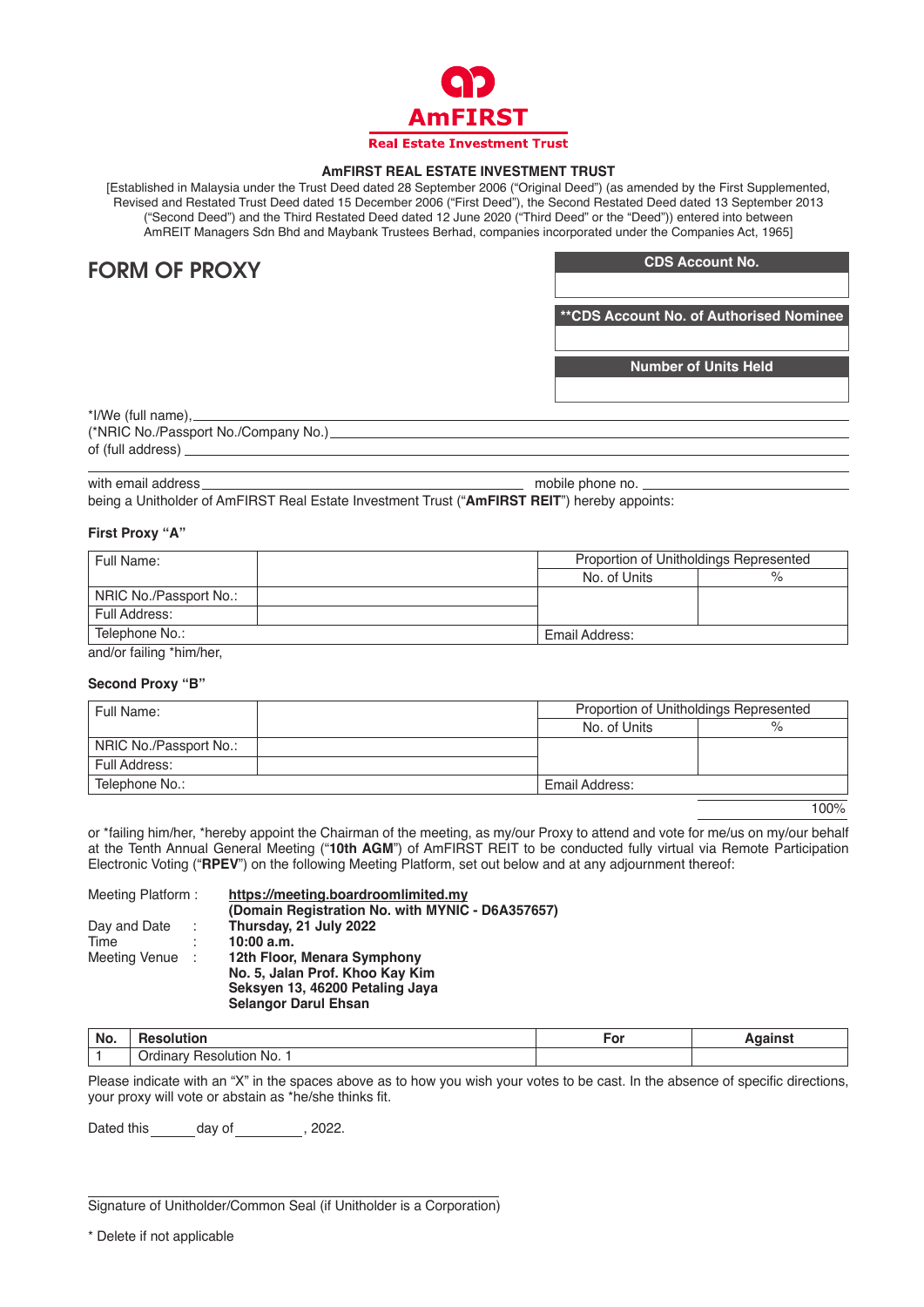AmFIRST

Real Estate Investment Trust

**AmFIRST REAL ESTATE INVESTMENT TRUST**

[Established in Malaysia under the Trust Deed dated 28 September 2006 ("Original Deed") (as amended by the First Supplemented, Revised and Restated Trust Deed dated 15 December 2006 ("First Deed"), the Second Restated Deed dated 13 September 2013 ("Second Deed") and the Third Restated Deed dated 12 June 2020 ("Third Deed" or the "Deed")) entered into between AmREIT Managers Sdn Bhd and Maybank Trustees Berhad, companies incorporated under the Companies Act, 1965]

# FORM OF PROXY

| CDS Account No. |
|---|
| |

| **CDS Account No. of Authorised Nominee |
|---|
| |

| Number of Units Held |
|---|
| |

*I/We (full name) \_\_\_\_\_\_\_\_\_\_\_\_\_\_\_\_\_\_\_\_\_\_\_\_\_\_\_\_\_\_\_\_\_\_\_\_\_\_\_\_

(*NRIC No./Passport No./Company No.) \_\_\_\_\_\_\_\_\_\_\_\_\_\_\_\_\_\_\_\_\_\_\_\_\_\_\_\_\_\_\_\_\_\_\_\_\_\_\_\_

of (full address) \_\_\_\_\_\_\_\_\_\_\_\_\_\_\_\_\_\_\_\_\_\_\_\_\_\_\_\_\_\_\_\_\_\_\_\_\_\_\_\_

with email address \_\_\_\_\_\_\_\_\_\_\_\_\_\_\_\_\_\_\_\_ mobile phone no. \_\_\_\_\_\_\_\_\_\_\_\_\_\_\_\_\_\_\_\_

being a Unitholder of AmFIRST Real Estate Investment Trust ("**AmFIRST REIT**") hereby appoints:

**First Proxy "A"**

| Full Name: | | Proportion of Unitholdings Represented | |
|---|---|---|---|
| | | No. of Units | % |
| NRIC No./Passport No.: | | | |
| Full Address: | | | |
| Telephone No.: | | Email Address: | |

and/or failing *him/her,

**Second Proxy "B"**

| Full Name: | | Proportion of Unitholdings Represented | |
|---|---|---|---|
| | | No. of Units | % |
| NRIC No./Passport No.: | | | |
| Full Address: | | | |
| Telephone No.: | | Email Address: | |
| | | | 100% |

or *failing him/her, *hereby appoint the Chairman of the meeting, as my/our Proxy to attend and vote for me/us on my/our behalf at the Tenth Annual General Meeting ("**10th AGM**") of AmFIRST REIT to be conducted fully virtual via Remote Participation Electronic Voting ("**RPEV**") on the following Meeting Platform, set out below and at any adjournment thereof:

| | | |
|---|---|---|
| Meeting Platform | : | **https://meeting.boardroomlimited.my** **(Domain Registration No. with MYNIC - D6A357657)** |
| Day and Date | : | **Thursday, 21 July 2022** |
| Time | : | **10:00 a.m.** |
| Meeting Venue | : | **12th Floor, Menara Symphony No. 5, Jalan Prof. Khoo Kay Kim Seksyen 13, 46200 Petaling Jaya Selangor Darul Ehsan** |

| No. | Resolution | For | Against |
|---|---|---|---|
| 1 | Ordinary Resolution No. 1 | | |

Please indicate with an "X" in the spaces above as to how you wish your votes to be cast. In the absence of specific directions, your proxy will vote or abstain as *he/she thinks fit.

Dated this \_\_\_\_\_\_ day of \_\_\_\_\_\_\_\_\_\_, 2022.

\_\_\_\_\_\_\_\_\_\_\_\_\_\_\_\_\_\_\_\_\_\_\_\_\_\_\_\_\_\_\_\_\_\_\_\_\_\_\_\_

Signature of Unitholder/Common Seal (if Unitholder is a Corporation)

* Delete if not applicable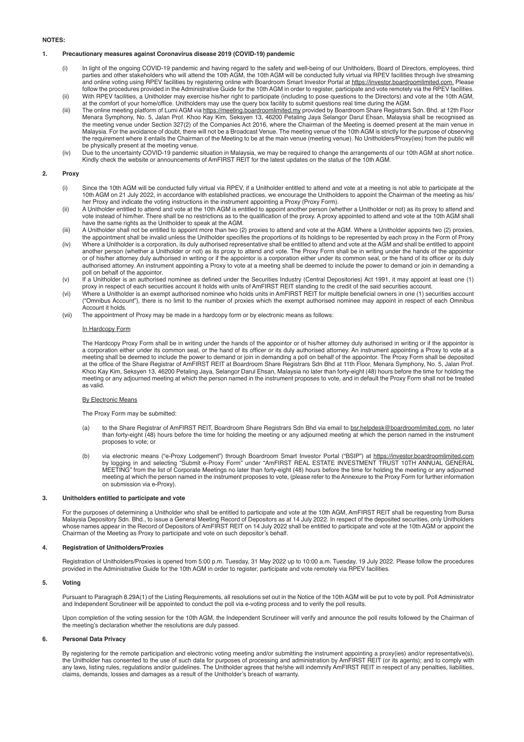**NOTES:**

## 1. Precautionary measures against Coronavirus disease 2019 (COVID-19) pandemic

(i) In light of the ongoing COVID-19 pandemic and having regard to the safety and well-being of our Unitholders, Board of Directors, employees, third parties and other stakeholders who will attend the 10th AGM, the 10th AGM will be conducted fully virtual via RPEV facilities through live streaming and online voting using RPEV facilities by registering online with Boardroom Smart Investor Portal at https://investor.boardroomlimited.com. Please follow the procedures provided in the Administrative Guide for the 10th AGM in order to register, participate and vote remotely via the RPEV facilities.

(ii) With RPEV facilities, a Unitholder may exercise his/her right to participate (including to pose questions to the Directors) and vote at the 10th AGM, at the comfort of your home/office. Unitholders may use the query box facility to submit questions real time during the AGM.

(iii) The online meeting platform of Lumi AGM via https://meeting.boardroomlimited.my provided by Boardroom Share Registrars Sdn. Bhd. at 12th Floor Menara Symphony, No. 5, Jalan Prof. Khoo Kay Kim, Seksyen 13, 46200 Petaling Jaya Selangor Darul Ehsan, Malaysia shall be recognised as the meeting venue under Section 327(2) of the Companies Act 2016, where the Chairman of the Meeting is deemed present at the main venue in Malaysia. For the avoidance of doubt, there will not be a Broadcast Venue. The meeting venue of the 10th AGM is strictly for the purpose of observing the requirement where it entails the Chairman of the Meeting to be at the main venue (meeting venue). No Unitholders/Proxy(ies) from the public will be physically present at the meeting venue.

(iv) Due to the uncertainty COVID-19 pandemic situation in Malaysia, we may be required to change the arrangements of our 10th AGM at short notice. Kindly check the website or announcements of AmFIRST REIT for the latest updates on the status of the 10th AGM.

## 2. Proxy

(i) Since the 10th AGM will be conducted fully virtual via RPEV, if a Unitholder entitled to attend and vote at a meeting is not able to participate at the 10th AGM on 21 July 2022, in accordance with established practices, we encourage the Unitholders to appoint the Chairman of the meeting as his/her Proxy and indicate the voting instructions in the instrument appointing a Proxy (Proxy Form).

(ii) A Unitholder entitled to attend and vote at the 10th AGM is entitled to appoint another person (whether a Unitholder or not) as his proxy to attend and vote instead of him/her. There shall be no restrictions as to the qualification of the proxy. A proxy appointed to attend and vote at the 10th AGM shall have the same rights as the Unitholder to speak at the AGM.

(iii) A Unitholder shall not be entitled to appoint more than two (2) proxies to attend and vote at the AGM. Where a Unitholder appoints two (2) proxies, the appointment shall be invalid unless the Unitholder specifies the proportions of its holdings to be represented by each proxy in the Form of Proxy

(iv) Where a Unitholder is a corporation, its duly authorised representative shall be entitled to attend and vote at the AGM and shall be entitled to appoint another person (whether a Unitholder or not) as its proxy to attend and vote. The Proxy Form shall be in writing under the hands of the appointor or of his/her attorney duly authorised in writing or if the appointor is a corporation either under its common seal, or the hand of its officer or its duly authorised attorney. An instrument appointing a Proxy to vote at a meeting shall be deemed to include the power to demand or join in demanding a poll on behalf of the appointor.

(v) If a Unitholder is an authorised nominee as defined under the Securities Industry (Central Depositories) Act 1991, it may appoint at least one (1) proxy in respect of each securities account it holds with units of AmFIRST REIT standing to the credit of the said securities account.

(vi) Where a Unitholder is an exempt authorised nominee who holds units in AmFIRST REIT for multiple beneficial owners in one (1) securities account ("Omnibus Account"), there is no limit to the number of proxies which the exempt authorised nominee may appoint in respect of each Omnibus Account it holds.

(vii) The appointment of Proxy may be made in a hardcopy form or by electronic means as follows:

<u>In Hardcopy Form</u>

The Hardcopy Proxy Form shall be in writing under the hands of the appointor or of his/her attorney duly authorised in writing or if the appointor is a corporation either under its common seal, or the hand of its officer or its duly authorised attorney. An instrument appointing a Proxy to vote at a meeting shall be deemed to include the power to demand or join in demanding a poll on behalf of the appointor. The Proxy Form shall be deposited at the office of the Share Registrar of AmFIRST REIT at Boardroom Share Registrars Sdn Bhd at 11th Floor, Menara Symphony, No. 5, Jalan Prof. Khoo Kay Kim, Seksyen 13, 46200 Petaling Jaya, Selangor Darul Ehsan, Malaysia no later than forty-eight (48) hours before the time for holding the meeting or any adjourned meeting at which the person named in the instrument proposes to vote, and in default the Proxy Form shall not be treated as valid.

<u>By Electronic Means</u>

The Proxy Form may be submitted:

(a) to the Share Registrar of AmFIRST REIT, Boardroom Share Registrars Sdn Bhd via email to bsr.helpdesk@boardroomlimited.com, no later than forty-eight (48) hours before the time for holding the meeting or any adjourned meeting at which the person named in the instrument proposes to vote; or

(b) via electronic means ("e-Proxy Lodgement") through Boardroom Smart Investor Portal ("BSIP") at https://investor.boardroomlimited.com by logging in and selecting "Submit e-Proxy Form" under "AmFIRST REAL ESTATE INVESTMENT TRUST 10TH ANNUAL GENERAL MEETING" from the list of Corporate Meetings no later than forty-eight (48) hours before the time for holding the meeting or any adjourned meeting at which the person named in the instrument proposes to vote, (please refer to the Annexure to the Proxy Form for further information on submission via e-Proxy).

## 3. Unitholders entitled to participate and vote

For the purposes of determining a Unitholder who shall be entitled to participate and vote at the 10th AGM, AmFIRST REIT shall be requesting from Bursa Malaysia Depository Sdn. Bhd., to issue a General Meeting Record of Depositors as at 14 July 2022. In respect of the deposited securities, only Unitholders whose names appear in the Record of Depositors of AmFIRST REIT on 14 July 2022 shall be entitled to participate and vote at the 10th AGM or appoint the Chairman of the Meeting as Proxy to participate and vote on such depositor's behalf.

## 4. Registration of Unitholders/Proxies

Registration of Unitholders/Proxies is opened from 5:00 p.m. Tuesday, 31 May 2022 up to 10:00 a.m. Tuesday, 19 July 2022. Please follow the procedures provided in the Administrative Guide for the 10th AGM in order to register, participate and vote remotely via RPEV facilities.

## 5. Voting

Pursuant to Paragraph 8.29A(1) of the Listing Requirements, all resolutions set out in the Notice of the 10th AGM will be put to vote by poll. Poll Administrator and Independent Scrutineer will be appointed to conduct the poll via e-voting process and to verify the poll results.

Upon completion of the voting session for the 10th AGM, the Independent Scrutineer will verify and announce the poll results followed by the Chairman of the meeting's declaration whether the resolutions are duly passed.

## 6. Personal Data Privacy

By registering for the remote participation and electronic voting meeting and/or submitting the instrument appointing a proxy(ies) and/or representative(s), the Unitholder has consented to the use of such data for purposes of processing and administration by AmFIRST REIT (or its agents); and to comply with any laws, listing rules, regulations and/or guidelines. The Unitholder agrees that he/she will indemnify AmFIRST REIT in respect of any penalties, liabilities, claims, demands, losses and damages as a result of the Unitholder's breach of warranty.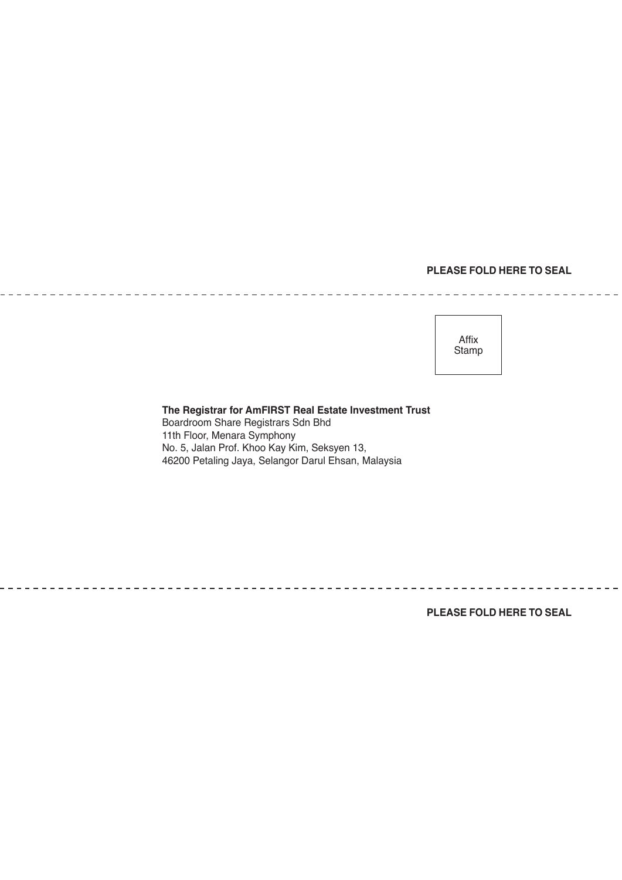PLEASE FOLD HERE TO SEAL

Affix
Stamp

**The Registrar for AmFIRST Real Estate Investment Trust**
Boardroom Share Registrars Sdn Bhd
11th Floor, Menara Symphony
No. 5, Jalan Prof. Khoo Kay Kim, Seksyen 13,
46200 Petaling Jaya, Selangor Darul Ehsan, Malaysia

PLEASE FOLD HERE TO SEAL